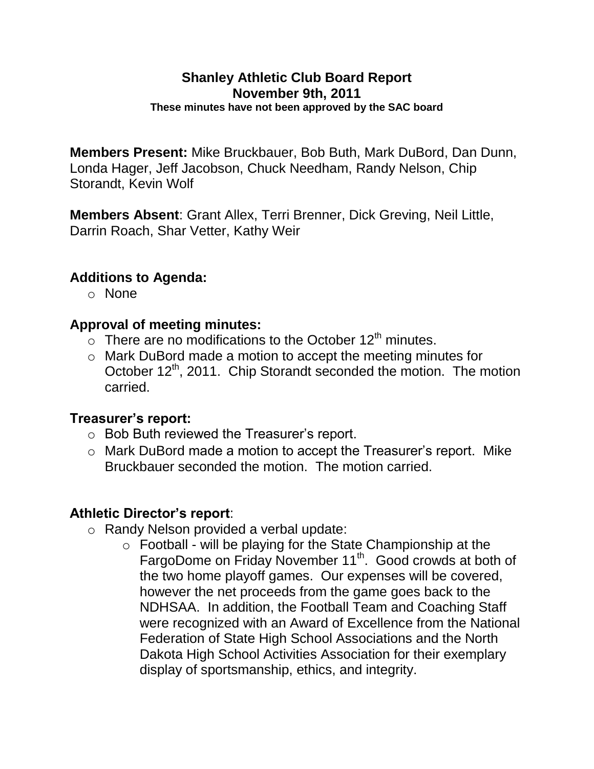# Shanley Athletic Club Board Report

## November 9th, 2011

**These minutes have not been approved by the SAC board**

**Members Present:** Mike Bruckbauer, Bob Buth, Mark DuBord, Dan Dunn, Londa Hager, Jeff Jacobson, Chuck Needham, Randy Nelson, Chip Storandt, Kevin Wolf

**Members Absent**: Grant Allex, Terri Brenner, Dick Greving, Neil Little, Darrin Roach, Shar Vetter, Kathy Weir

### Additions to Agenda:

- None

### Approval of meeting minutes:

- There are no modifications to the October 12th minutes.
- Mark DuBord made a motion to accept the meeting minutes for October 12th, 2011. Chip Storandt seconded the motion. The motion carried.

### Treasurer's report:

- Bob Buth reviewed the Treasurer's report.
- Mark DuBord made a motion to accept the Treasurer's report. Mike Bruckbauer seconded the motion. The motion carried.

### Athletic Director's report:

- Randy Nelson provided a verbal update:
  - Football - will be playing for the State Championship at the FargoDome on Friday November 11th. Good crowds at both of the two home playoff games. Our expenses will be covered, however the net proceeds from the game goes back to the NDHSAA. In addition, the Football Team and Coaching Staff were recognized with an Award of Excellence from the National Federation of State High School Associations and the North Dakota High School Activities Association for their exemplary display of sportsmanship, ethics, and integrity.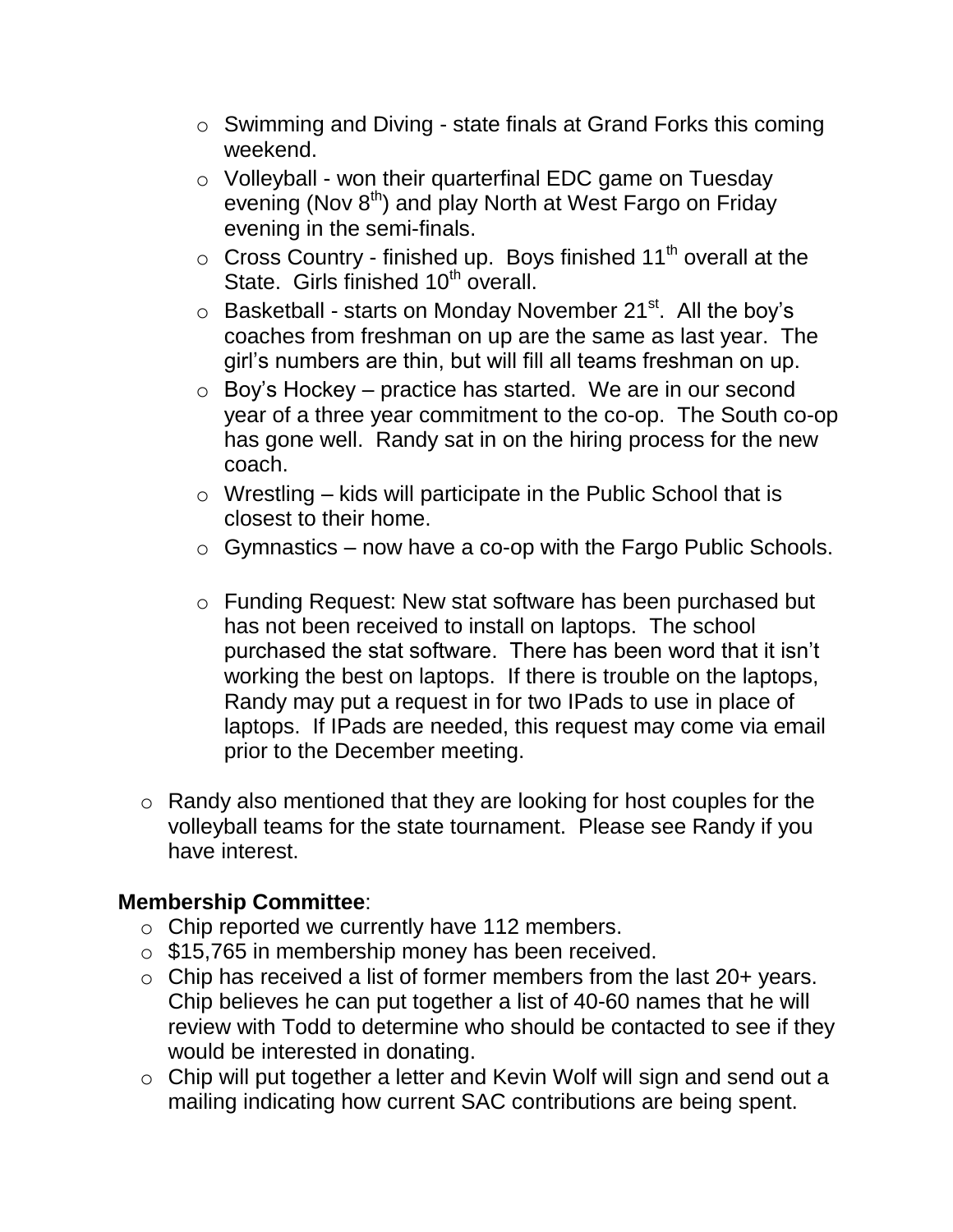- Swimming and Diving - state finals at Grand Forks this coming weekend.
  - Volleyball - won their quarterfinal EDC game on Tuesday evening (Nov 8th) and play North at West Fargo on Friday evening in the semi-finals.
  - Cross Country - finished up. Boys finished 11th overall at the State. Girls finished 10th overall.
  - Basketball - starts on Monday November 21st. All the boy's coaches from freshman on up are the same as last year. The girl's numbers are thin, but will fill all teams freshman on up.
  - Boy's Hockey – practice has started. We are in our second year of a three year commitment to the co-op. The South co-op has gone well. Randy sat in on the hiring process for the new coach.
  - Wrestling – kids will participate in the Public School that is closest to their home.
  - Gymnastics – now have a co-op with the Fargo Public Schools.
  - Funding Request: New stat software has been purchased but has not been received to install on laptops. The school purchased the stat software. There has been word that it isn't working the best on laptops. If there is trouble on the laptops, Randy may put a request in for two IPads to use in place of laptops. If IPads are needed, this request may come via email prior to the December meeting.
- Randy also mentioned that they are looking for host couples for the volleyball teams for the state tournament. Please see Randy if you have interest.

**Membership Committee**:

- Chip reported we currently have 112 members.
- $15,765 in membership money has been received.
- Chip has received a list of former members from the last 20+ years. Chip believes he can put together a list of 40-60 names that he will review with Todd to determine who should be contacted to see if they would be interested in donating.
- Chip will put together a letter and Kevin Wolf will sign and send out a mailing indicating how current SAC contributions are being spent.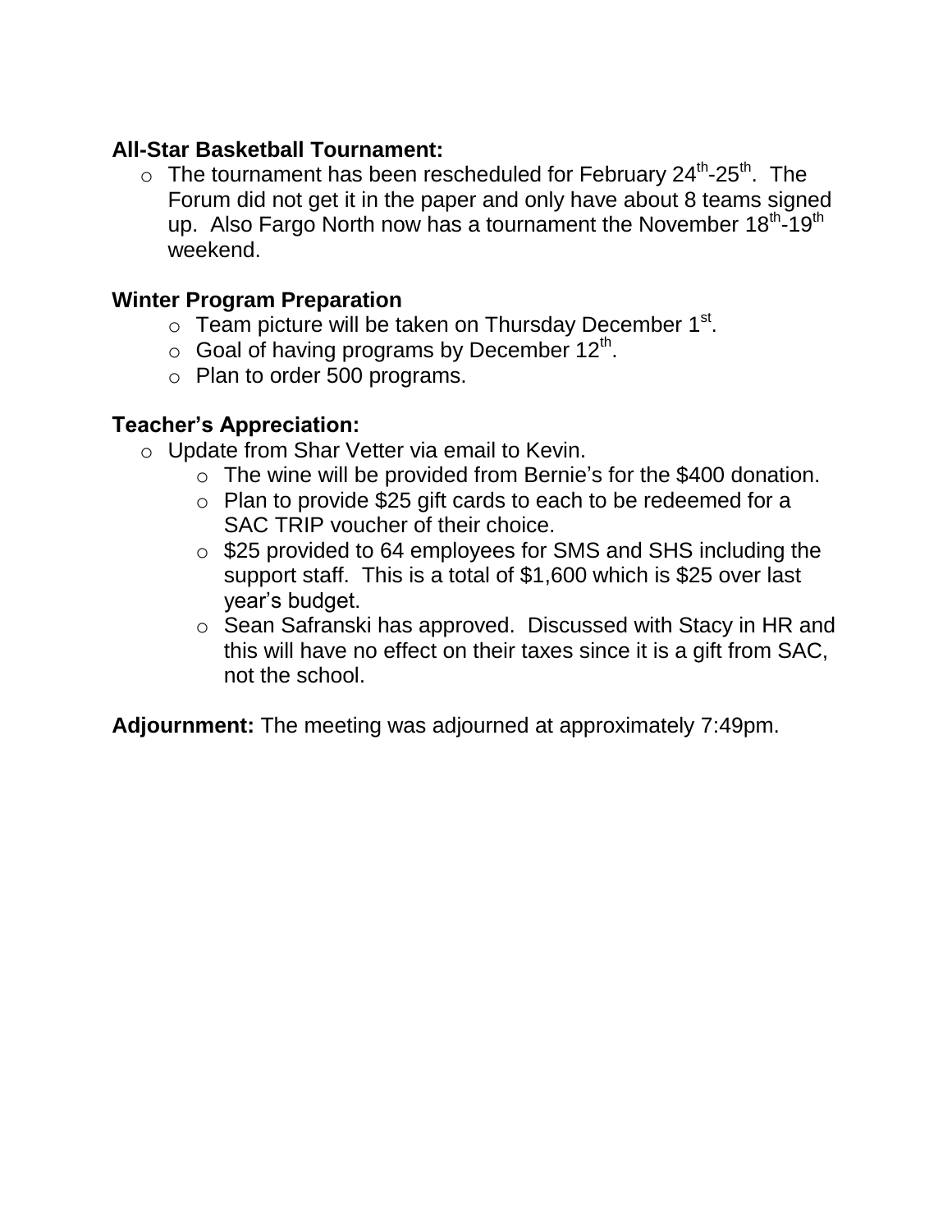**All-Star Basketball Tournament:**

- The tournament has been rescheduled for February 24th-25th. The Forum did not get it in the paper and only have about 8 teams signed up. Also Fargo North now has a tournament the November 18th-19th weekend.

**Winter Program Preparation**

- Team picture will be taken on Thursday December 1st.
- Goal of having programs by December 12th.
- Plan to order 500 programs.

**Teacher's Appreciation:**

- Update from Shar Vetter via email to Kevin.
  - The wine will be provided from Bernie's for the $400 donation.
  - Plan to provide $25 gift cards to each to be redeemed for a SAC TRIP voucher of their choice.
  - $25 provided to 64 employees for SMS and SHS including the support staff. This is a total of $1,600 which is $25 over last year's budget.
  - Sean Safranski has approved. Discussed with Stacy in HR and this will have no effect on their taxes since it is a gift from SAC, not the school.

**Adjournment:** The meeting was adjourned at approximately 7:49pm.